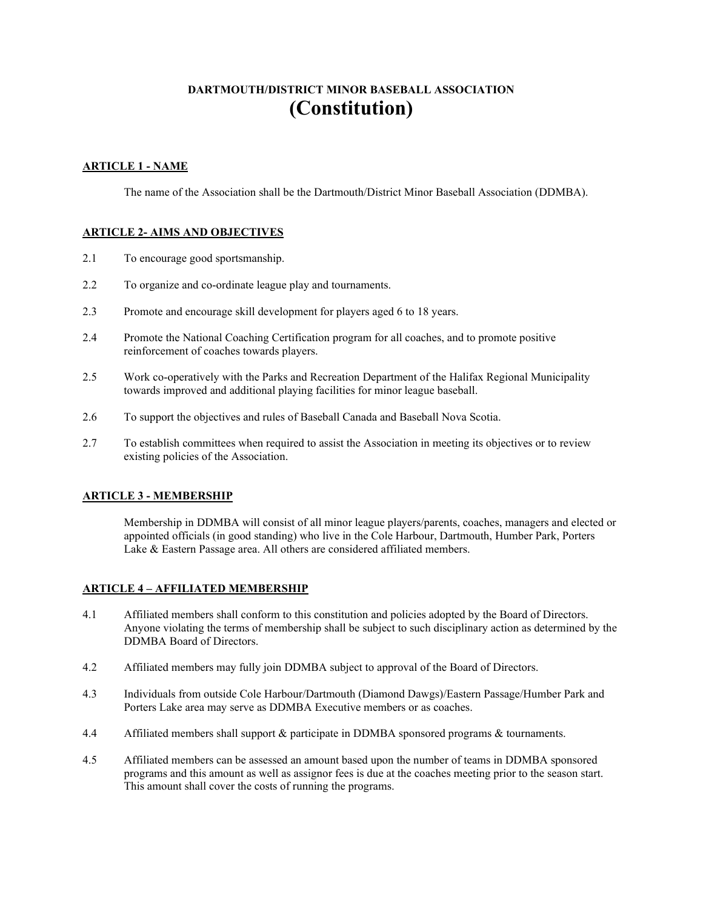# DARTMOUTH/DISTRICT MINOR BASEBALL ASSOCIATION
# (Constitution)

## ARTICLE 1 - NAME

The name of the Association shall be the Dartmouth/District Minor Baseball Association (DDMBA).

## ARTICLE 2- AIMS AND OBJECTIVES

2.1 To encourage good sportsmanship.

2.2 To organize and co-ordinate league play and tournaments.

2.3 Promote and encourage skill development for players aged 6 to 18 years.

2.4 Promote the National Coaching Certification program for all coaches, and to promote positive reinforcement of coaches towards players.

2.5 Work co-operatively with the Parks and Recreation Department of the Halifax Regional Municipality towards improved and additional playing facilities for minor league baseball.

2.6 To support the objectives and rules of Baseball Canada and Baseball Nova Scotia.

2.7 To establish committees when required to assist the Association in meeting its objectives or to review existing policies of the Association.

## ARTICLE 3 - MEMBERSHIP

Membership in DDMBA will consist of all minor league players/parents, coaches, managers and elected or appointed officials (in good standing) who live in the Cole Harbour, Dartmouth, Humber Park, Porters Lake & Eastern Passage area. All others are considered affiliated members.

## ARTICLE 4 – AFFILIATED MEMBERSHIP

4.1 Affiliated members shall conform to this constitution and policies adopted by the Board of Directors. Anyone violating the terms of membership shall be subject to such disciplinary action as determined by the DDMBA Board of Directors.

4.2 Affiliated members may fully join DDMBA subject to approval of the Board of Directors.

4.3 Individuals from outside Cole Harbour/Dartmouth (Diamond Dawgs)/Eastern Passage/Humber Park and Porters Lake area may serve as DDMBA Executive members or as coaches.

4.4 Affiliated members shall support & participate in DDMBA sponsored programs & tournaments.

4.5 Affiliated members can be assessed an amount based upon the number of teams in DDMBA sponsored programs and this amount as well as assignor fees is due at the coaches meeting prior to the season start. This amount shall cover the costs of running the programs.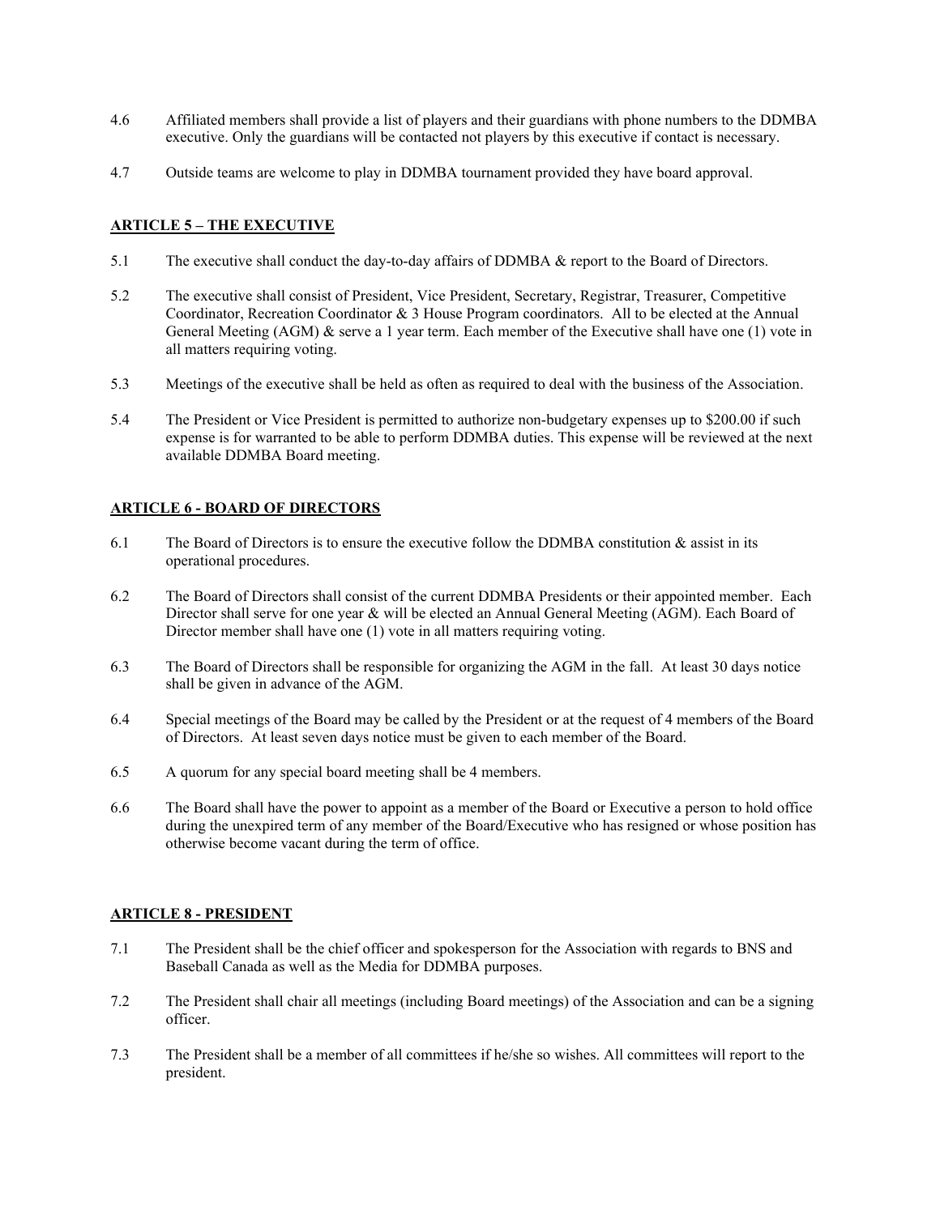4.6 Affiliated members shall provide a list of players and their guardians with phone numbers to the DDMBA executive. Only the guardians will be contacted not players by this executive if contact is necessary.

4.7 Outside teams are welcome to play in DDMBA tournament provided they have board approval.

## ARTICLE 5 – THE EXECUTIVE

5.1 The executive shall conduct the day-to-day affairs of DDMBA & report to the Board of Directors.

5.2 The executive shall consist of President, Vice President, Secretary, Registrar, Treasurer, Competitive Coordinator, Recreation Coordinator & 3 House Program coordinators. All to be elected at the Annual General Meeting (AGM) & serve a 1 year term. Each member of the Executive shall have one (1) vote in all matters requiring voting.

5.3 Meetings of the executive shall be held as often as required to deal with the business of the Association.

5.4 The President or Vice President is permitted to authorize non-budgetary expenses up to $200.00 if such expense is for warranted to be able to perform DDMBA duties. This expense will be reviewed at the next available DDMBA Board meeting.

## ARTICLE 6 - BOARD OF DIRECTORS

6.1 The Board of Directors is to ensure the executive follow the DDMBA constitution & assist in its operational procedures.

6.2 The Board of Directors shall consist of the current DDMBA Presidents or their appointed member. Each Director shall serve for one year & will be elected an Annual General Meeting (AGM). Each Board of Director member shall have one (1) vote in all matters requiring voting.

6.3 The Board of Directors shall be responsible for organizing the AGM in the fall. At least 30 days notice shall be given in advance of the AGM.

6.4 Special meetings of the Board may be called by the President or at the request of 4 members of the Board of Directors. At least seven days notice must be given to each member of the Board.

6.5 A quorum for any special board meeting shall be 4 members.

6.6 The Board shall have the power to appoint as a member of the Board or Executive a person to hold office during the unexpired term of any member of the Board/Executive who has resigned or whose position has otherwise become vacant during the term of office.

## ARTICLE 8 - PRESIDENT

7.1 The President shall be the chief officer and spokesperson for the Association with regards to BNS and Baseball Canada as well as the Media for DDMBA purposes.

7.2 The President shall chair all meetings (including Board meetings) of the Association and can be a signing officer.

7.3 The President shall be a member of all committees if he/she so wishes. All committees will report to the president.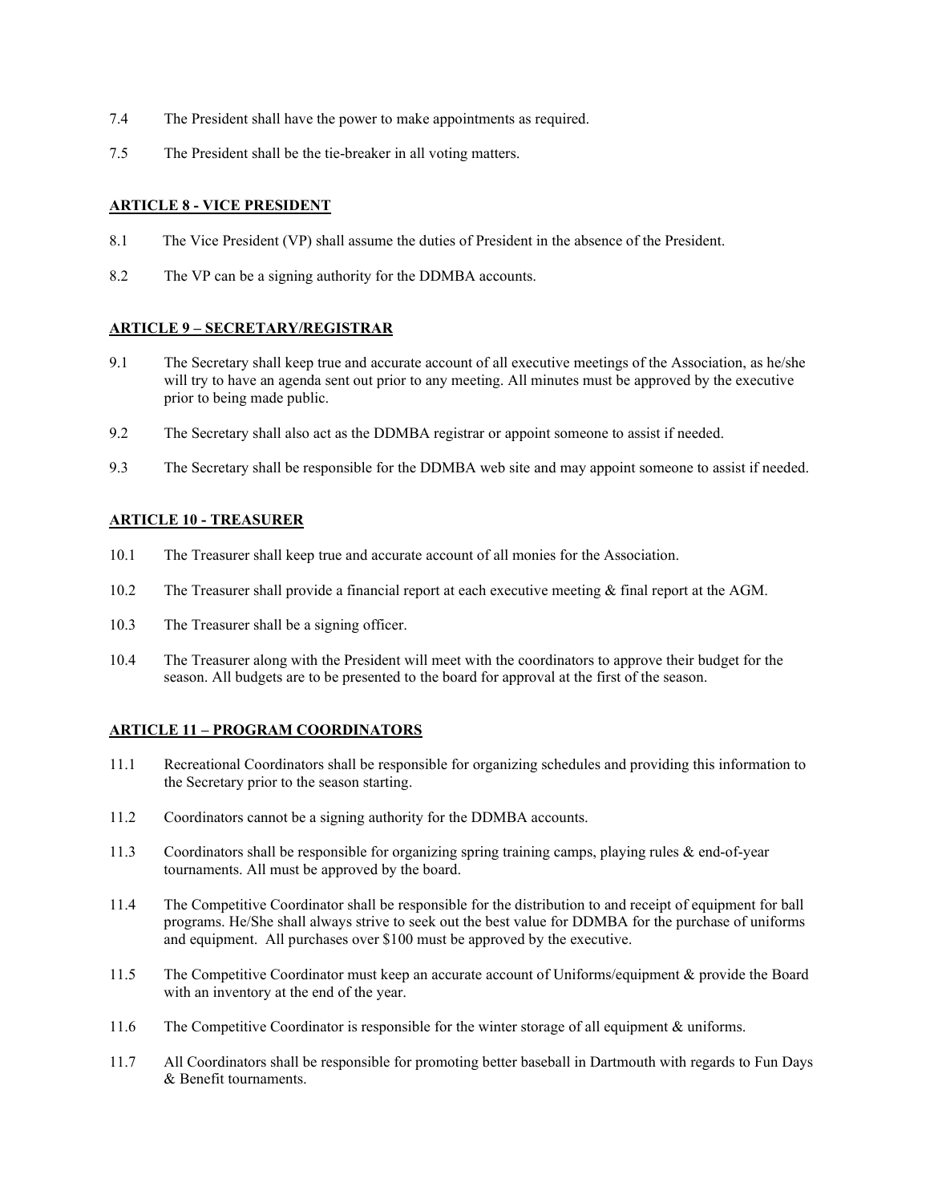7.4 The President shall have the power to make appointments as required.

7.5 The President shall be the tie-breaker in all voting matters.

## ARTICLE 8 - VICE PRESIDENT

8.1 The Vice President (VP) shall assume the duties of President in the absence of the President.

8.2 The VP can be a signing authority for the DDMBA accounts.

## ARTICLE 9 – SECRETARY/REGISTRAR

9.1 The Secretary shall keep true and accurate account of all executive meetings of the Association, as he/she will try to have an agenda sent out prior to any meeting. All minutes must be approved by the executive prior to being made public.

9.2 The Secretary shall also act as the DDMBA registrar or appoint someone to assist if needed.

9.3 The Secretary shall be responsible for the DDMBA web site and may appoint someone to assist if needed.

## ARTICLE 10 - TREASURER

10.1 The Treasurer shall keep true and accurate account of all monies for the Association.

10.2 The Treasurer shall provide a financial report at each executive meeting & final report at the AGM.

10.3 The Treasurer shall be a signing officer.

10.4 The Treasurer along with the President will meet with the coordinators to approve their budget for the season. All budgets are to be presented to the board for approval at the first of the season.

## ARTICLE 11 – PROGRAM COORDINATORS

11.1 Recreational Coordinators shall be responsible for organizing schedules and providing this information to the Secretary prior to the season starting.

11.2 Coordinators cannot be a signing authority for the DDMBA accounts.

11.3 Coordinators shall be responsible for organizing spring training camps, playing rules & end-of-year tournaments. All must be approved by the board.

11.4 The Competitive Coordinator shall be responsible for the distribution to and receipt of equipment for ball programs. He/She shall always strive to seek out the best value for DDMBA for the purchase of uniforms and equipment. All purchases over $100 must be approved by the executive.

11.5 The Competitive Coordinator must keep an accurate account of Uniforms/equipment & provide the Board with an inventory at the end of the year.

11.6 The Competitive Coordinator is responsible for the winter storage of all equipment & uniforms.

11.7 All Coordinators shall be responsible for promoting better baseball in Dartmouth with regards to Fun Days & Benefit tournaments.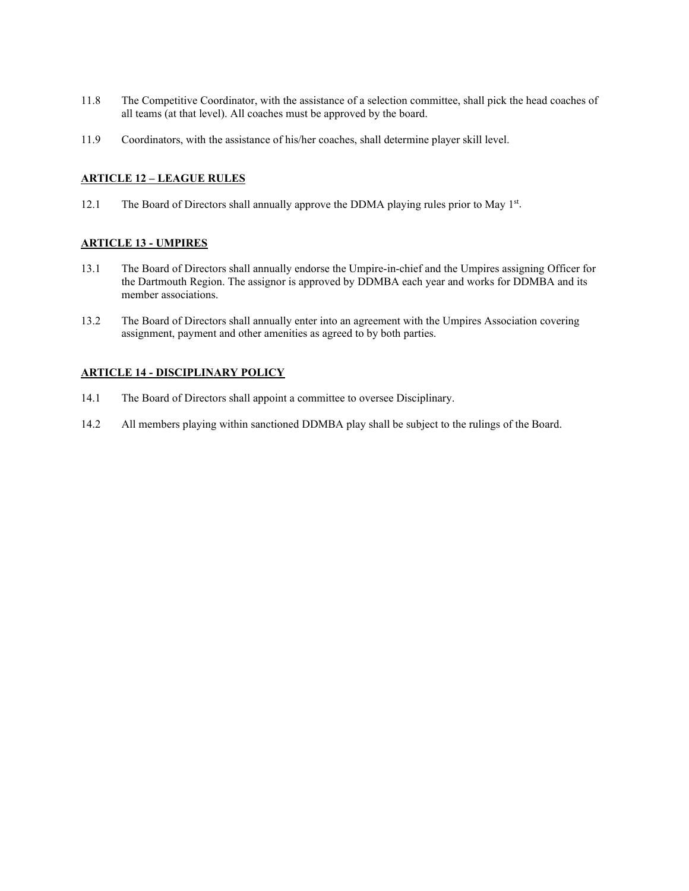11.8 The Competitive Coordinator, with the assistance of a selection committee, shall pick the head coaches of all teams (at that level). All coaches must be approved by the board.

11.9 Coordinators, with the assistance of his/her coaches, shall determine player skill level.

## ARTICLE 12 – LEAGUE RULES

12.1 The Board of Directors shall annually approve the DDMA playing rules prior to May 1st.

## ARTICLE 13 - UMPIRES

13.1 The Board of Directors shall annually endorse the Umpire-in-chief and the Umpires assigning Officer for the Dartmouth Region. The assignor is approved by DDMBA each year and works for DDMBA and its member associations.

13.2 The Board of Directors shall annually enter into an agreement with the Umpires Association covering assignment, payment and other amenities as agreed to by both parties.

## ARTICLE 14 - DISCIPLINARY POLICY

14.1 The Board of Directors shall appoint a committee to oversee Disciplinary.

14.2 All members playing within sanctioned DDMBA play shall be subject to the rulings of the Board.